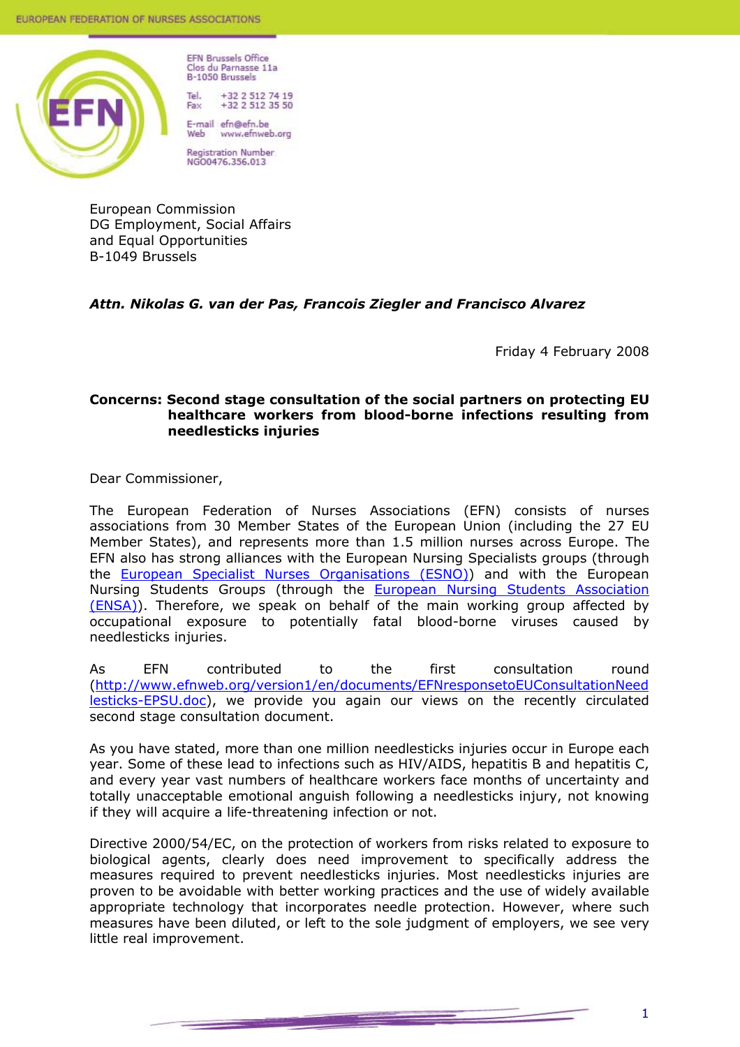EFN Brussels Office
Clos du Parnasse 11a
B-1050 Brussels

Tel. +32 2 512 74 19
Fax +32 2 512 35 50

E-mail efn@efn.be
Web www.efnweb.org

Registration Number
NGO0476.356.013

European Commission
DG Employment, Social Affairs
and Equal Opportunities
B-1049 Brussels

***Attn. Nikolas G. van der Pas, Francois Ziegler and Francisco Alvarez***

Friday 4 February 2008

**Concerns: Second stage consultation of the social partners on protecting EU healthcare workers from blood-borne infections resulting from needlesticks injuries**

Dear Commissioner,

The European Federation of Nurses Associations (EFN) consists of nurses associations from 30 Member States of the European Union (including the 27 EU Member States), and represents more than 1.5 million nurses across Europe. The EFN also has strong alliances with the European Nursing Specialists groups (through the European Specialist Nurses Organisations (ESNO)) and with the European Nursing Students Groups (through the European Nursing Students Association (ENSA)). Therefore, we speak on behalf of the main working group affected by occupational exposure to potentially fatal blood-borne viruses caused by needlesticks injuries.

As EFN contributed to the first consultation round (http://www.efnweb.org/version1/en/documents/EFNresponsetoEUConsultationNeedlesticks-EPSU.doc), we provide you again our views on the recently circulated second stage consultation document.

As you have stated, more than one million needlesticks injuries occur in Europe each year. Some of these lead to infections such as HIV/AIDS, hepatitis B and hepatitis C, and every year vast numbers of healthcare workers face months of uncertainty and totally unacceptable emotional anguish following a needlesticks injury, not knowing if they will acquire a life-threatening infection or not.

Directive 2000/54/EC, on the protection of workers from risks related to exposure to biological agents, clearly does need improvement to specifically address the measures required to prevent needlesticks injuries. Most needlesticks injuries are proven to be avoidable with better working practices and the use of widely available appropriate technology that incorporates needle protection. However, where such measures have been diluted, or left to the sole judgment of employers, we see very little real improvement.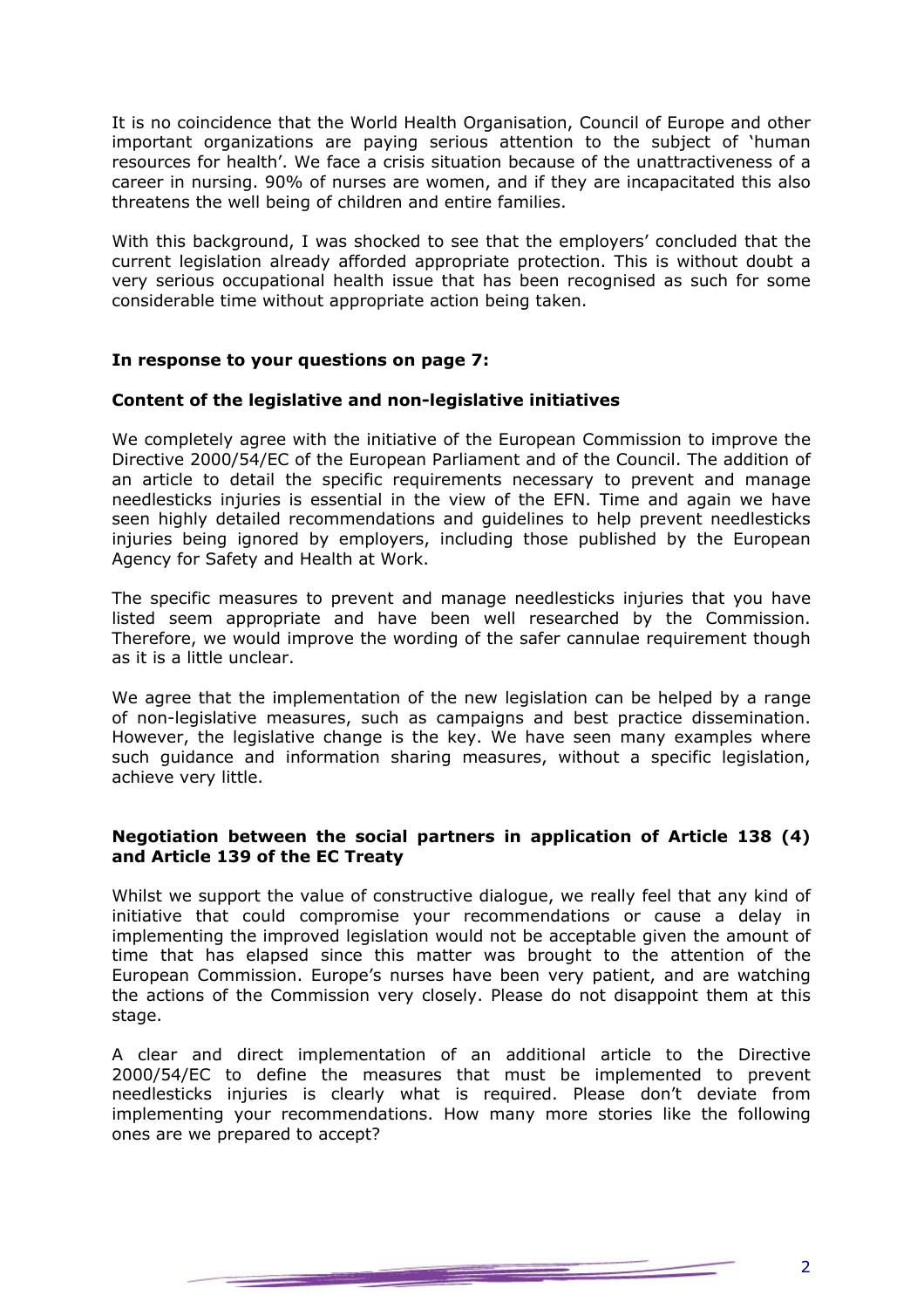It is no coincidence that the World Health Organisation, Council of Europe and other important organizations are paying serious attention to the subject of 'human resources for health'. We face a crisis situation because of the unattractiveness of a career in nursing. 90% of nurses are women, and if they are incapacitated this also threatens the well being of children and entire families.

With this background, I was shocked to see that the employers' concluded that the current legislation already afforded appropriate protection. This is without doubt a very serious occupational health issue that has been recognised as such for some considerable time without appropriate action being taken.

**In response to your questions on page 7:**

**Content of the legislative and non-legislative initiatives**

We completely agree with the initiative of the European Commission to improve the Directive 2000/54/EC of the European Parliament and of the Council. The addition of an article to detail the specific requirements necessary to prevent and manage needlesticks injuries is essential in the view of the EFN. Time and again we have seen highly detailed recommendations and guidelines to help prevent needlesticks injuries being ignored by employers, including those published by the European Agency for Safety and Health at Work.

The specific measures to prevent and manage needlesticks injuries that you have listed seem appropriate and have been well researched by the Commission. Therefore, we would improve the wording of the safer cannulae requirement though as it is a little unclear.

We agree that the implementation of the new legislation can be helped by a range of non-legislative measures, such as campaigns and best practice dissemination. However, the legislative change is the key. We have seen many examples where such guidance and information sharing measures, without a specific legislation, achieve very little.

**Negotiation between the social partners in application of Article 138 (4) and Article 139 of the EC Treaty**

Whilst we support the value of constructive dialogue, we really feel that any kind of initiative that could compromise your recommendations or cause a delay in implementing the improved legislation would not be acceptable given the amount of time that has elapsed since this matter was brought to the attention of the European Commission. Europe's nurses have been very patient, and are watching the actions of the Commission very closely. Please do not disappoint them at this stage.

A clear and direct implementation of an additional article to the Directive 2000/54/EC to define the measures that must be implemented to prevent needlesticks injuries is clearly what is required. Please don't deviate from implementing your recommendations. How many more stories like the following ones are we prepared to accept?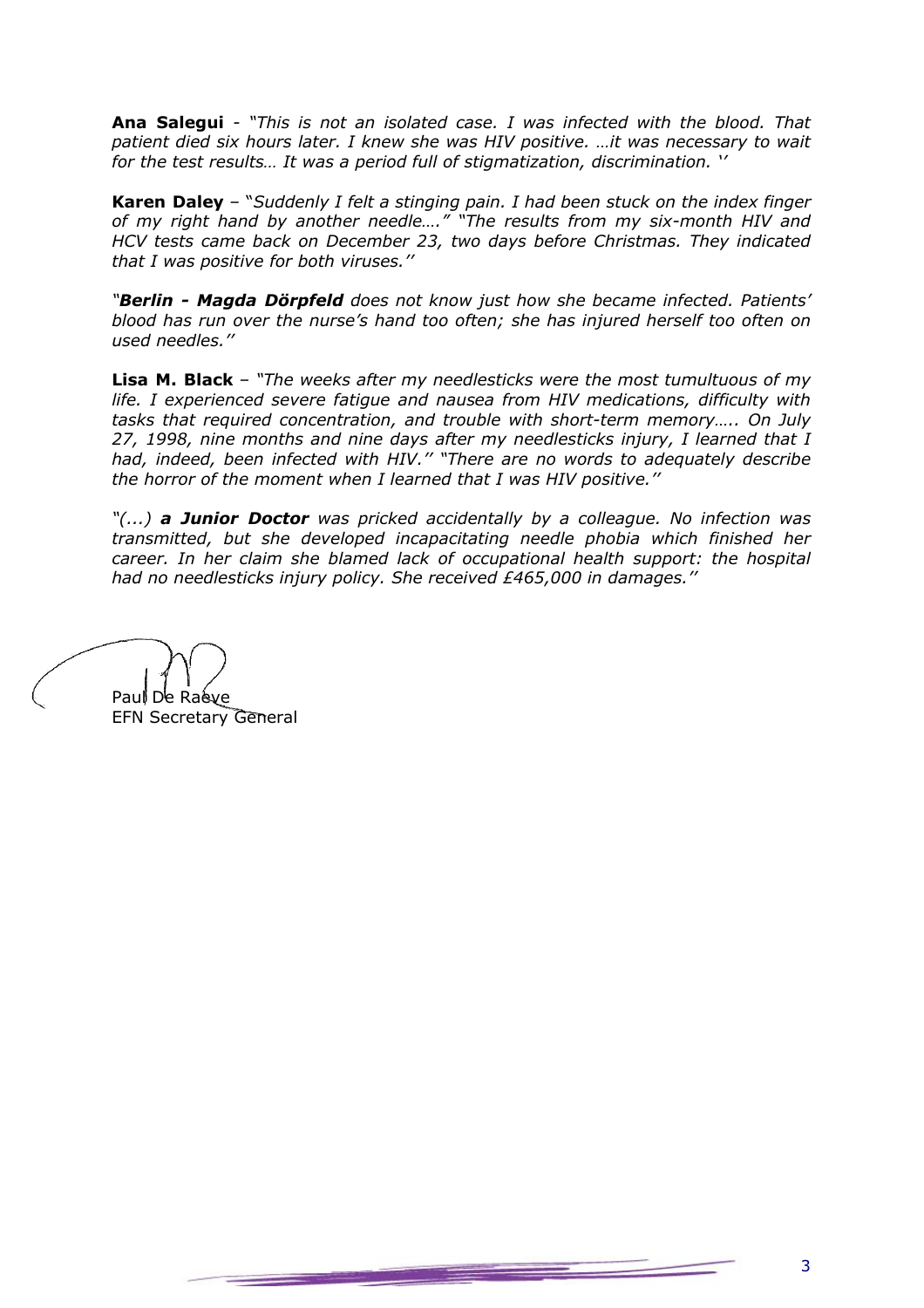**Ana Salegui** - *"This is not an isolated case. I was infected with the blood. That patient died six hours later. I knew she was HIV positive. …it was necessary to wait for the test results… It was a period full of stigmatization, discrimination. ''*

**Karen Daley** – "*Suddenly I felt a stinging pain. I had been stuck on the index finger of my right hand by another needle…." "The results from my six-month HIV and HCV tests came back on December 23, two days before Christmas. They indicated that I was positive for both viruses.''*

*"**Berlin - Magda Dörpfeld** does not know just how she became infected. Patients' blood has run over the nurse's hand too often; she has injured herself too often on used needles.''*

**Lisa M. Black** – *"The weeks after my needlesticks were the most tumultuous of my life. I experienced severe fatigue and nausea from HIV medications, difficulty with tasks that required concentration, and trouble with short-term memory….. On July 27, 1998, nine months and nine days after my needlesticks injury, I learned that I had, indeed, been infected with HIV.'' "There are no words to adequately describe the horror of the moment when I learned that I was HIV positive.''*

*"(...) **a Junior Doctor** was pricked accidentally by a colleague. No infection was transmitted, but she developed incapacitating needle phobia which finished her career. In her claim she blamed lack of occupational health support: the hospital had no needlesticks injury policy. She received £465,000 in damages.''*

Paul De Raeve
EFN Secretary General